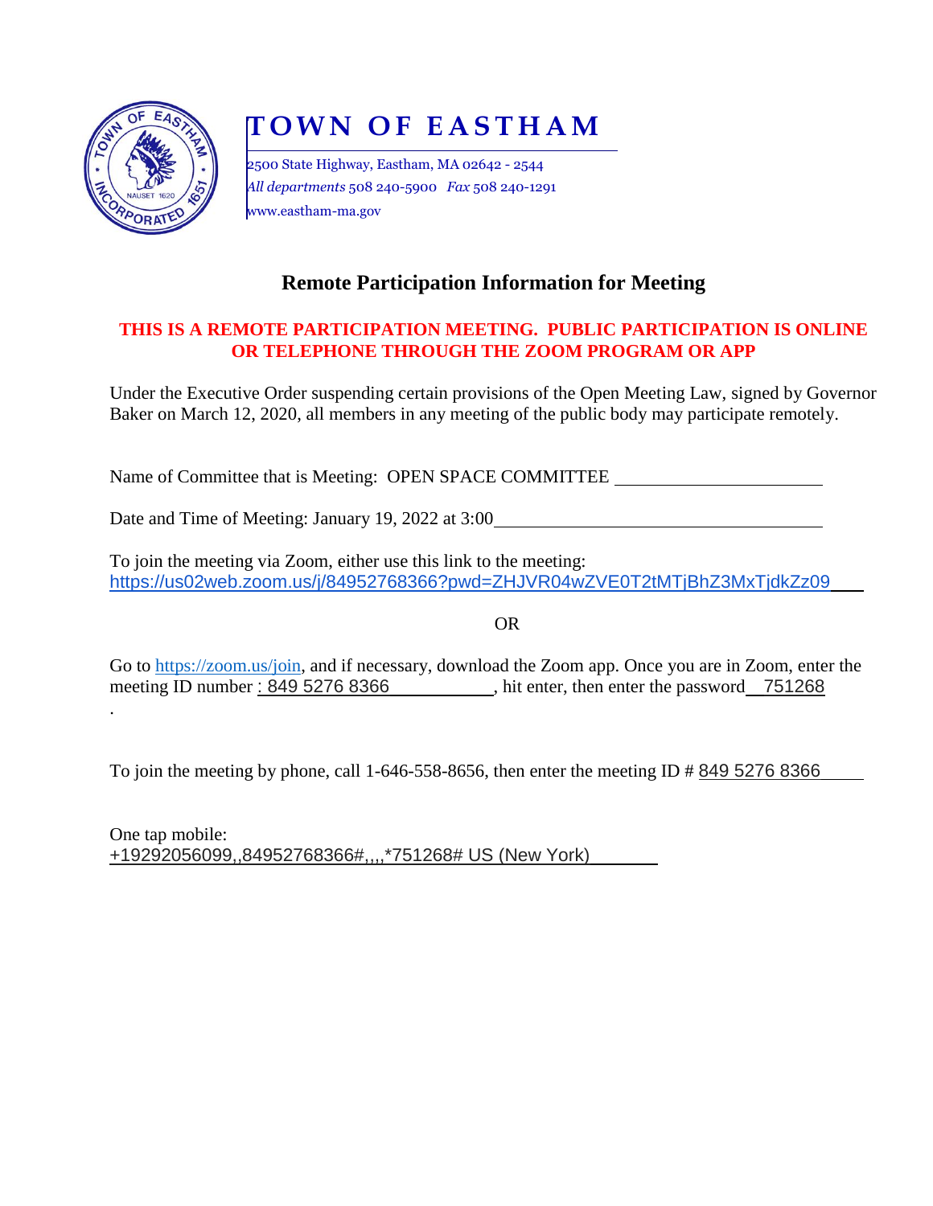# TOWN OF EASTHAM

2500 State Highway, Eastham, MA 02642 - 2544
*All departments* 508 240-5900 *Fax* 508 240-1291
www.eastham-ma.gov

## Remote Participation Information for Meeting

**THIS IS A REMOTE PARTICIPATION MEETING. PUBLIC PARTICIPATION IS ONLINE OR TELEPHONE THROUGH THE ZOOM PROGRAM OR APP**

Under the Executive Order suspending certain provisions of the Open Meeting Law, signed by Governor Baker on March 12, 2020, all members in any meeting of the public body may participate remotely.

Name of Committee that is Meeting: OPEN SPACE COMMITTEE

Date and Time of Meeting: January 19, 2022 at 3:00

To join the meeting via Zoom, either use this link to the meeting:
https://us02web.zoom.us/j/84952768366?pwd=ZHJVR04wZVE0T2tMTjBhZ3MxTjdkZz09

OR

Go to https://zoom.us/join, and if necessary, download the Zoom app. Once you are in Zoom, enter the meeting ID number : 849 5276 8366, hit enter, then enter the password 751268

.

To join the meeting by phone, call 1-646-558-8656, then enter the meeting ID # 849 5276 8366

One tap mobile:
+19292056099,,84952768366#,,,,*751268# US (New York)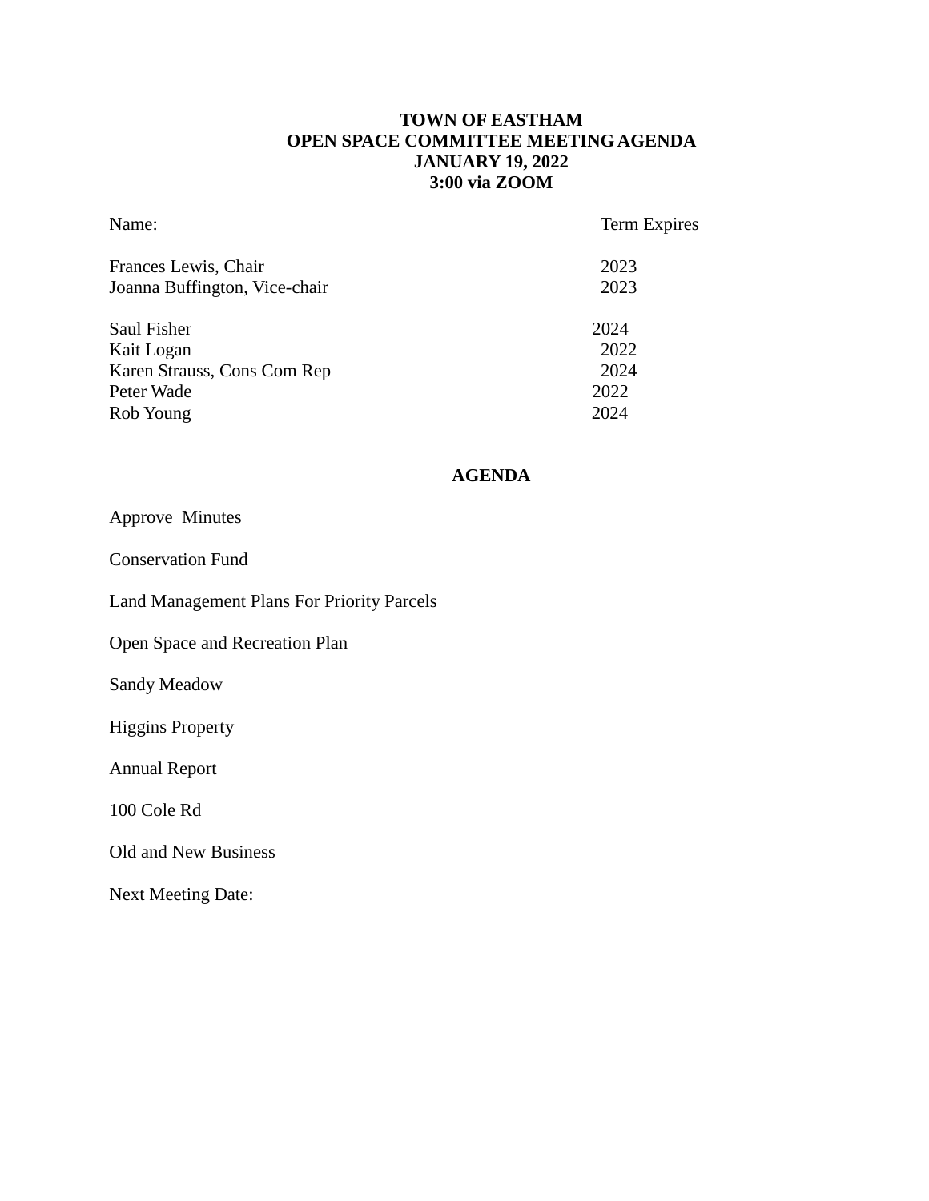**TOWN OF EASTHAM**
**OPEN SPACE COMMITTEE MEETING AGENDA**
**JANUARY 19, 2022**
**3:00 via ZOOM**

| Name: | Term Expires |
|---|---|
| Frances Lewis, Chair | 2023 |
| Joanna Buffington, Vice-chair | 2023 |
| Saul Fisher | 2024 |
| Kait Logan | 2022 |
| Karen Strauss, Cons Com Rep | 2024 |
| Peter Wade | 2022 |
| Rob Young | 2024 |

## AGENDA

Approve Minutes

Conservation Fund

Land Management Plans For Priority Parcels

Open Space and Recreation Plan

Sandy Meadow

Higgins Property

Annual Report

100 Cole Rd

Old and New Business

Next Meeting Date: